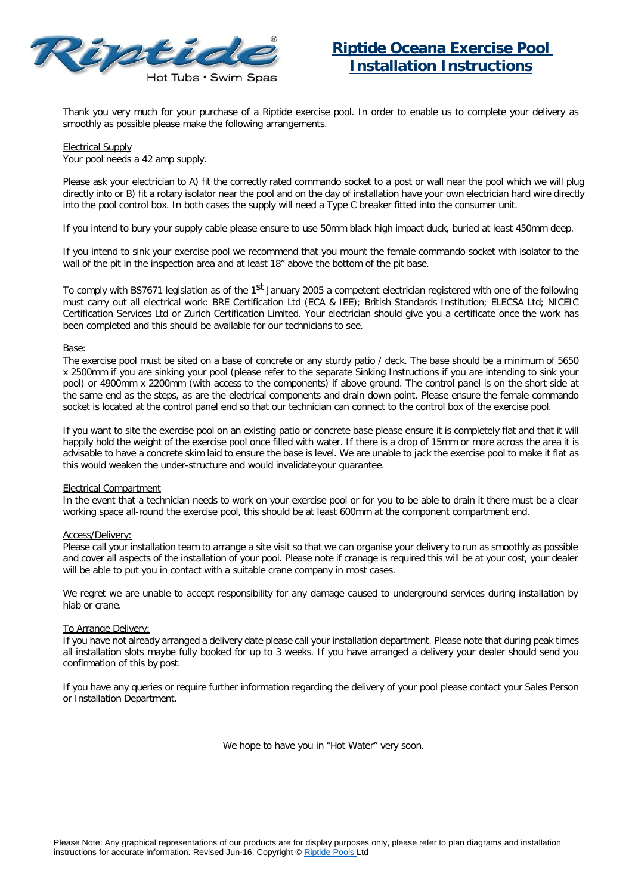# Riptide Oceana Exercise Pool Installation Instructions

Thank you very much for your purchase of a Riptide exercise pool. In order to enable us to complete your delivery as smoothly as possible please make the following arrangements.

Electrical Supply

Your pool needs a 42 amp supply.

Please ask your electrician to A) fit the correctly rated commando socket to a post or wall near the pool which we will plug directly into or B) fit a rotary isolator near the pool and on the day of installation have your own electrician hard wire directly into the pool control box. In both cases the supply will need a Type C breaker fitted into the consumer unit.

If you intend to bury your supply cable please ensure to use 50mm black high impact duck, buried at least 450mm deep.

If you intend to sink your exercise pool we recommend that you mount the female commando socket with isolator to the wall of the pit in the inspection area and at least 18" above the bottom of the pit base.

To comply with BS7671 legislation as of the 1st January 2005 a competent electrician registered with one of the following must carry out all electrical work: BRE Certification Ltd (ECA & IEE); British Standards Institution; ELECSA Ltd; NICEIC Certification Services Ltd or Zurich Certification Limited. Your electrician should give you a certificate once the work has been completed and this should be available for our technicians to see.

Base:

The exercise pool must be sited on a base of concrete or any sturdy patio / deck. The base should be a minimum of 5650 x 2500mm if you are sinking your pool (please refer to the separate Sinking Instructions if you are intending to sink your pool) or 4900mm x 2200mm (with access to the components) if above ground. The control panel is on the short side at the same end as the steps, as are the electrical components and drain down point. Please ensure the female commando socket is located at the control panel end so that our technician can connect to the control box of the exercise pool.

If you want to site the exercise pool on an existing patio or concrete base please ensure it is completely flat and that it will happily hold the weight of the exercise pool once filled with water. If there is a drop of 15mm or more across the area it is advisable to have a concrete skim laid to ensure the base is level. We are unable to jack the exercise pool to make it flat as this would weaken the under-structure and would invalidate your guarantee.

Electrical Compartment

In the event that a technician needs to work on your exercise pool or for you to be able to drain it there must be a clear working space all-round the exercise pool, this should be at least 600mm at the component compartment end.

Access/Delivery:

Please call your installation team to arrange a site visit so that we can organise your delivery to run as smoothly as possible and cover all aspects of the installation of your pool. Please note if cranage is required this will be at your cost, your dealer will be able to put you in contact with a suitable crane company in most cases.

We regret we are unable to accept responsibility for any damage caused to underground services during installation by hiab or crane.

To Arrange Delivery:

If you have not already arranged a delivery date please call your installation department. Please note that during peak times all installation slots maybe fully booked for up to 3 weeks. If you have arranged a delivery your dealer should send you confirmation of this by post.

If you have any queries or require further information regarding the delivery of your pool please contact your Sales Person or Installation Department.

We hope to have you in "Hot Water" very soon.

Please Note: Any graphical representations of our products are for display purposes only, please refer to plan diagrams and installation instructions for accurate information. Revised Jun-16. Copyright © Riptide Pools Ltd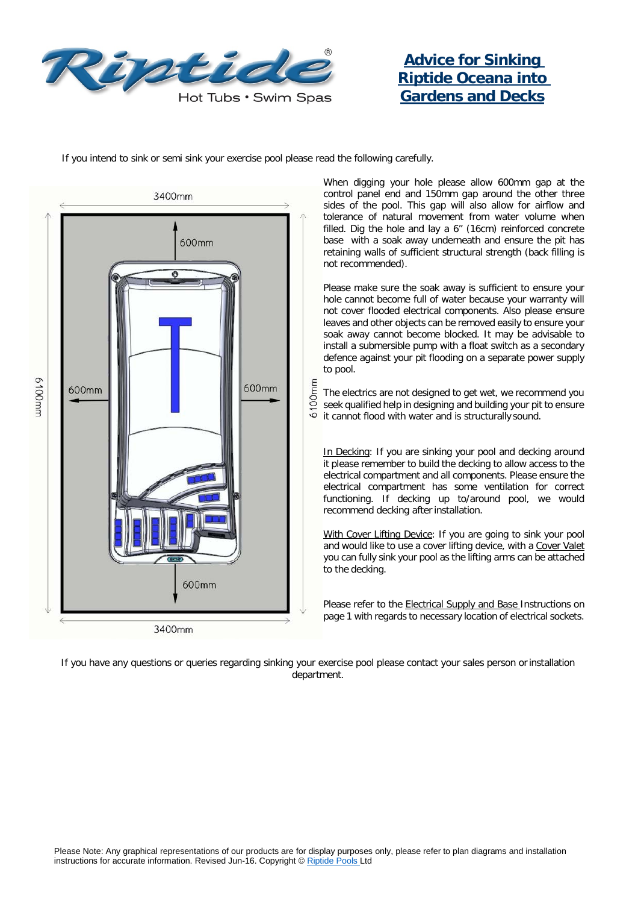Riptide® Hot Tubs • Swim Spas

# Advice for Sinking Riptide Oceana into Gardens and Decks

If you intend to sink or semi sink your exercise pool please read the following carefully.

3400mm

600mm

6100mm

600mm

600mm

6100mm

600mm

3400mm

When digging your hole please allow 600mm gap at the control panel end and 150mm gap around the other three sides of the pool. This gap will also allow for airflow and tolerance of natural movement from water volume when filled. Dig the hole and lay a 6" (16cm) reinforced concrete base with a soak away underneath and ensure the pit has retaining walls of sufficient structural strength (back filling is not recommended).

Please make sure the soak away is sufficient to ensure your hole cannot become full of water because your warranty will not cover flooded electrical components. Also please ensure leaves and other objects can be removed easily to ensure your soak away cannot become blocked. It may be advisable to install a submersible pump with a float switch as a secondary defence against your pit flooding on a separate power supply to pool.

The electrics are not designed to get wet, we recommend you seek qualified help in designing and building your pit to ensure it cannot flood with water and is structurally sound.

In Decking: If you are sinking your pool and decking around it please remember to build the decking to allow access to the electrical compartment and all components. Please ensure the electrical compartment has some ventilation for correct functioning. If decking up to/around pool, we would recommend decking after installation.

With Cover Lifting Device: If you are going to sink your pool and would like to use a cover lifting device, with a Cover Valet you can fully sink your pool as the lifting arms can be attached to the decking.

Please refer to the Electrical Supply and Base Instructions on page 1 with regards to necessary location of electrical sockets.

If you have any questions or queries regarding sinking your exercise pool please contact your sales person or installation department.

Please Note: Any graphical representations of our products are for display purposes only, please refer to plan diagrams and installation instructions for accurate information. Revised Jun-16. Copyright © Riptide Pools Ltd